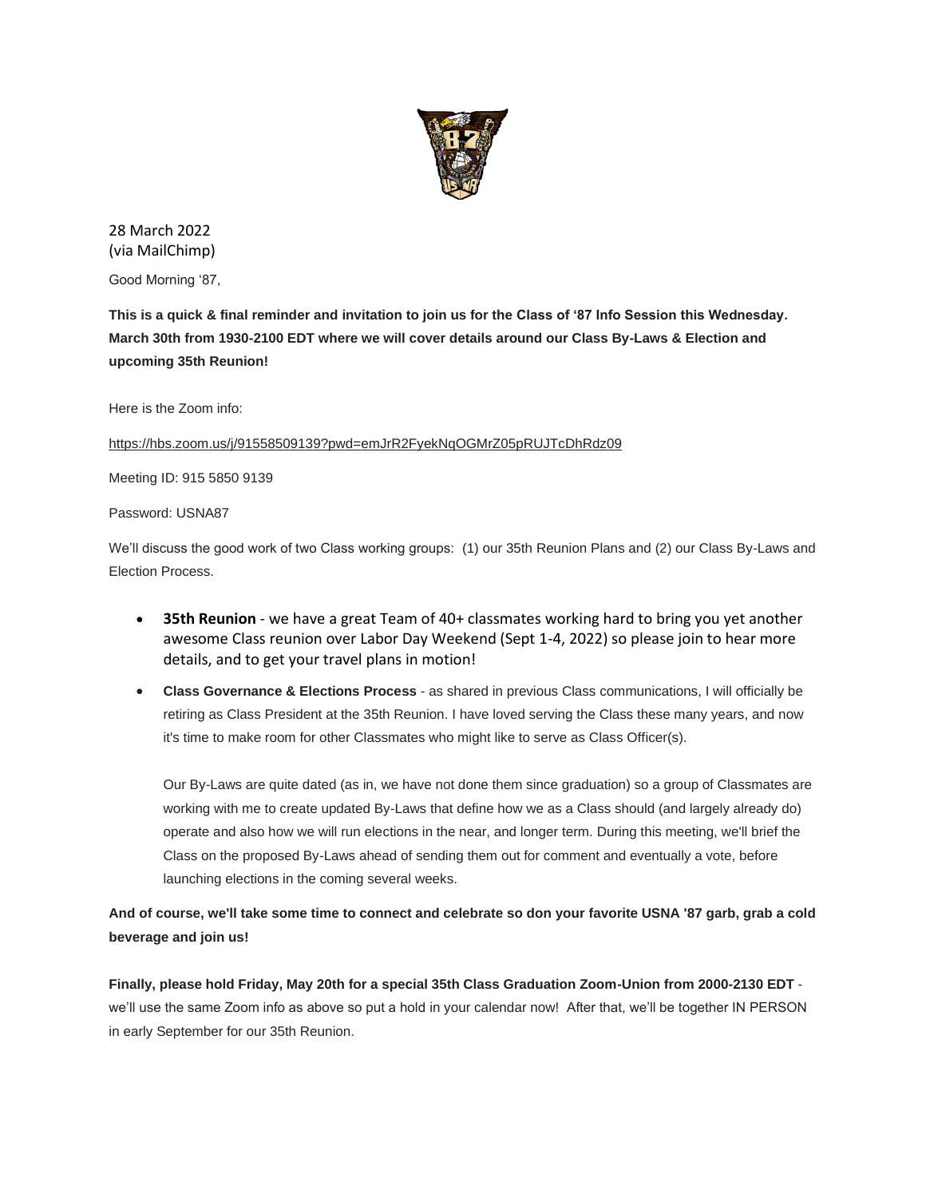28 March 2022
(via MailChimp)

Good Morning ‘87,

**This is a quick & final reminder and invitation to join us for the Class of ‘87 Info Session this Wednesday. March 30th from 1930-2100 EDT where we will cover details around our Class By-Laws & Election and upcoming 35th Reunion!**

Here is the Zoom info:

https://hbs.zoom.us/j/91558509139?pwd=emJrR2FyekNqOGMrZ05pRUJTcDhRdz09

Meeting ID: 915 5850 9139

Password: USNA87

We’ll discuss the good work of two Class working groups: (1) our 35th Reunion Plans and (2) our Class By-Laws and Election Process.

- **35th Reunion** - we have a great Team of 40+ classmates working hard to bring you yet another awesome Class reunion over Labor Day Weekend (Sept 1-4, 2022) so please join to hear more details, and to get your travel plans in motion!
- **Class Governance & Elections Process** - as shared in previous Class communications, I will officially be retiring as Class President at the 35th Reunion. I have loved serving the Class these many years, and now it's time to make room for other Classmates who might like to serve as Class Officer(s).

  Our By-Laws are quite dated (as in, we have not done them since graduation) so a group of Classmates are working with me to create updated By-Laws that define how we as a Class should (and largely already do) operate and also how we will run elections in the near, and longer term. During this meeting, we'll brief the Class on the proposed By-Laws ahead of sending them out for comment and eventually a vote, before launching elections in the coming several weeks.

**And of course, we'll take some time to connect and celebrate so don your favorite USNA '87 garb, grab a cold beverage and join us!**

**Finally, please hold Friday, May 20th for a special 35th Class Graduation Zoom-Union from 2000-2130 EDT** - we’ll use the same Zoom info as above so put a hold in your calendar now! After that, we’ll be together IN PERSON in early September for our 35th Reunion.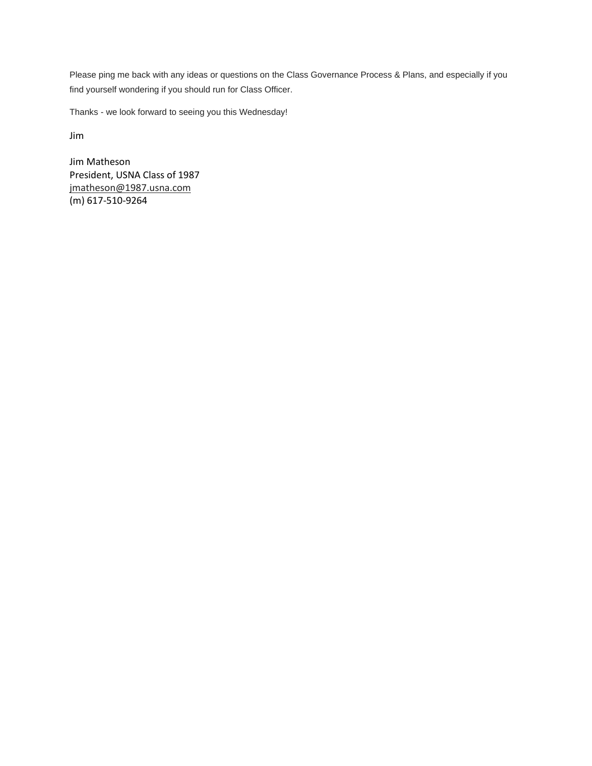Please ping me back with any ideas or questions on the Class Governance Process & Plans, and especially if you find yourself wondering if you should run for Class Officer.

Thanks - we look forward to seeing you this Wednesday!

Jim

Jim Matheson
President, USNA Class of 1987
jmatheson@1987.usna.com
(m) 617-510-9264